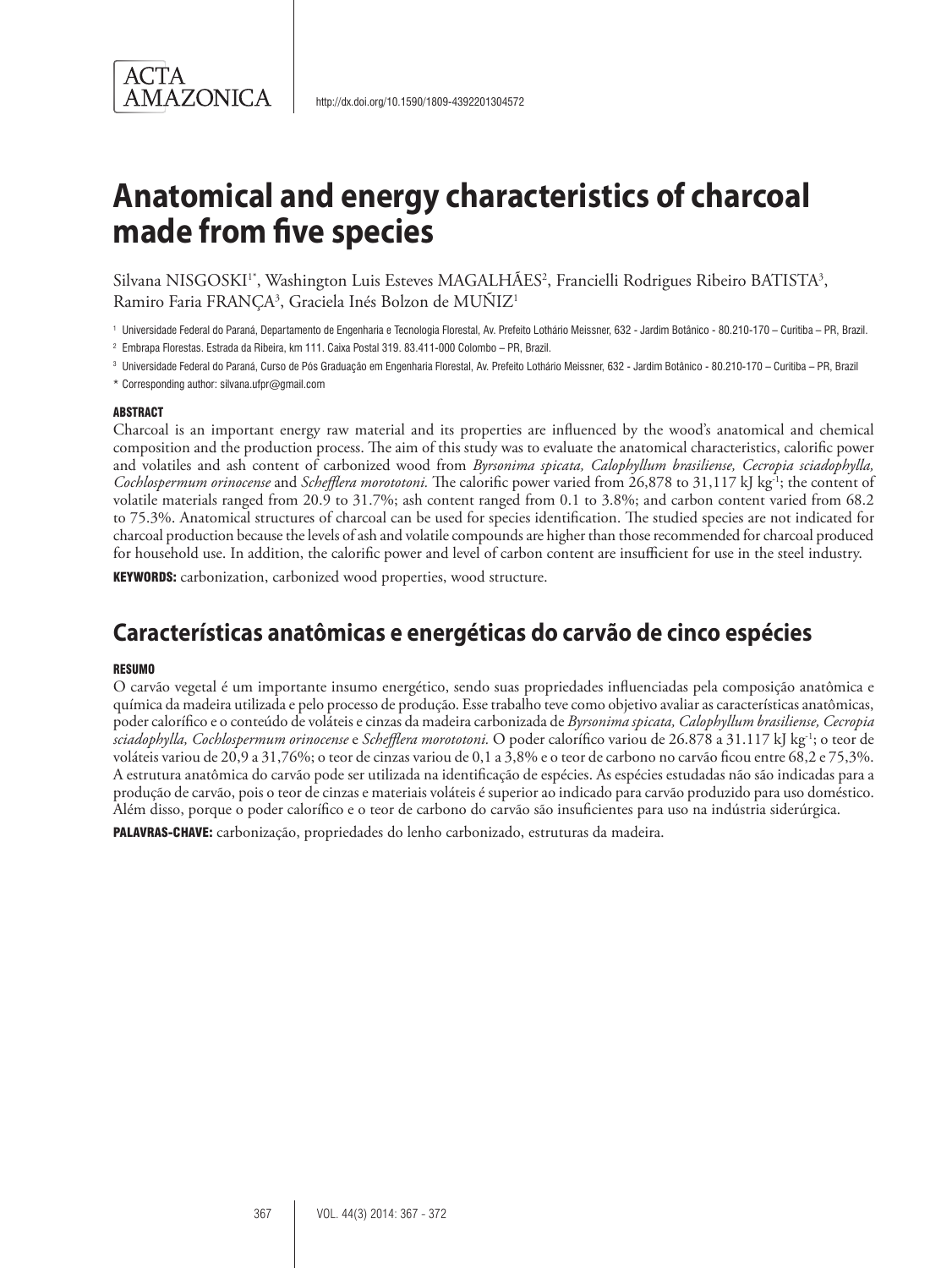ACTA AMAZONICA

http://dx.doi.org/10.1590/1809-4392201304572

# Anatomical and energy characteristics of charcoal made from five species

Silvana NISGOSKI[1*], Washington Luis Esteves MAGALHÃES[2], Francielli Rodrigues Ribeiro BATISTA[3], Ramiro Faria FRANÇA[3], Graciela Inés Bolzon de MUÑIZ[1]

[1] Universidade Federal do Paraná, Departamento de Engenharia e Tecnologia Florestal, Av. Prefeito Lothário Meissner, 632 - Jardim Botânico - 80.210-170 – Curitiba – PR, Brazil.

[2] Embrapa Florestas. Estrada da Ribeira, km 111. Caixa Postal 319. 83.411-000 Colombo – PR, Brazil.

[3] Universidade Federal do Paraná, Curso de Pós Graduação em Engenharia Florestal, Av. Prefeito Lothário Meissner, 632 - Jardim Botânico - 80.210-170 – Curitiba – PR, Brazil

\* Corresponding author: silvana.ufpr@gmail.com

#### ABSTRACT

Charcoal is an important energy raw material and its properties are influenced by the wood's anatomical and chemical composition and the production process. The aim of this study was to evaluate the anatomical characteristics, calorific power and volatiles and ash content of carbonized wood from *Byrsonima spicata, Calophyllum brasiliense, Cecropia sciadophylla, Cochlospermum orinocense* and *Schefflera morototoni.* The calorific power varied from 26,878 to 31,117 kJ $kg^{-1}$; the content of volatile materials ranged from 20.9 to 31.7%; ash content ranged from 0.1 to 3.8%; and carbon content varied from 68.2 to 75.3%. Anatomical structures of charcoal can be used for species identification. The studied species are not indicated for charcoal production because the levels of ash and volatile compounds are higher than those recommended for charcoal produced for household use. In addition, the calorific power and level of carbon content are insufficient for use in the steel industry.

**KEYWORDS:** carbonization, carbonized wood properties, wood structure.

## Características anatômicas e energéticas do carvão de cinco espécies

#### RESUMO

O carvão vegetal é um importante insumo energético, sendo suas propriedades influenciadas pela composição anatômica e química da madeira utilizada e pelo processo de produção. Esse trabalho teve como objetivo avaliar as características anatômicas, poder calorífico e o conteúdo de voláteis e cinzas da madeira carbonizada de *Byrsonima spicata, Calophyllum brasiliense, Cecropia sciadophylla, Cochlospermum orinocense* e *Schefflera morototoni.* O poder calorífico variou de 26.878 a 31.117 kJ $kg^{-1}$; o teor de voláteis variou de 20,9 a 31,76%; o teor de cinzas variou de 0,1 a 3,8% e o teor de carbono no carvão ficou entre 68,2 e 75,3%. A estrutura anatômica do carvão pode ser utilizada na identificação de espécies. As espécies estudadas não são indicadas para a produção de carvão, pois o teor de cinzas e materiais voláteis é superior ao indicado para carvão produzido para uso doméstico. Além disso, porque o poder calorífico e o teor de carbono do carvão são insuficientes para uso na indústria siderúrgica.

**PALAVRAS-CHAVE:** carbonização, propriedades do lenho carbonizado, estruturas da madeira.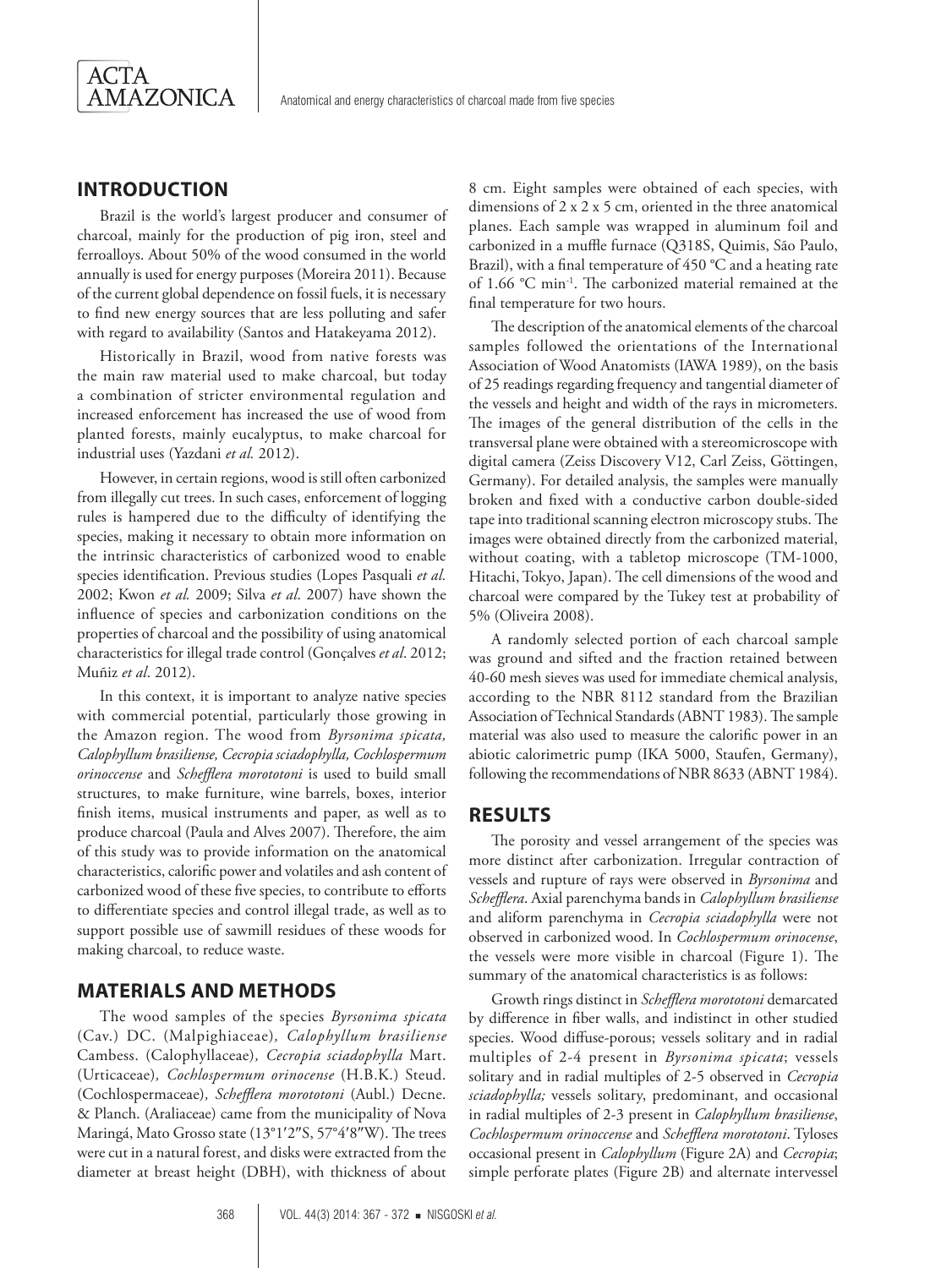## INTRODUCTION

Brazil is the world's largest producer and consumer of charcoal, mainly for the production of pig iron, steel and ferroalloys. About 50% of the wood consumed in the world annually is used for energy purposes (Moreira 2011). Because of the current global dependence on fossil fuels, it is necessary to find new energy sources that are less polluting and safer with regard to availability (Santos and Hatakeyama 2012).

Historically in Brazil, wood from native forests was the main raw material used to make charcoal, but today a combination of stricter environmental regulation and increased enforcement has increased the use of wood from planted forests, mainly eucalyptus, to make charcoal for industrial uses (Yazdani *et al.* 2012).

However, in certain regions, wood is still often carbonized from illegally cut trees. In such cases, enforcement of logging rules is hampered due to the difficulty of identifying the species, making it necessary to obtain more information on the intrinsic characteristics of carbonized wood to enable species identification. Previous studies (Lopes Pasquali *et al.* 2002; Kwon *et al.* 2009; Silva *et al*. 2007) have shown the influence of species and carbonization conditions on the properties of charcoal and the possibility of using anatomical characteristics for illegal trade control (Gonçalves *et al*. 2012; Muñiz *et al*. 2012).

In this context, it is important to analyze native species with commercial potential, particularly those growing in the Amazon region. The wood from *Byrsonima spicata, Calophyllum brasiliense, Cecropia sciadophylla, Cochlospermum orinoccense* and *Schefflera morototoni* is used to build small structures, to make furniture, wine barrels, boxes, interior finish items, musical instruments and paper, as well as to produce charcoal (Paula and Alves 2007). Therefore, the aim of this study was to provide information on the anatomical characteristics, calorific power and volatiles and ash content of carbonized wood of these five species, to contribute to efforts to differentiate species and control illegal trade, as well as to support possible use of sawmill residues of these woods for making charcoal, to reduce waste.

## MATERIALS AND METHODS

The wood samples of the species *Byrsonima spicata* (Cav.) DC. (Malpighiaceae), *Calophyllum brasiliense* Cambess. (Calophyllaceae), *Cecropia sciadophylla* Mart. (Urticaceae), *Cochlospermum orinocense* (H.B.K.) Steud. (Cochlospermaceae), *Schefflera morototoni* (Aubl.) Decne. & Planch. (Araliaceae) came from the municipality of Nova Maringá, Mato Grosso state (13°1′2″S, 57°4′8″W). The trees were cut in a natural forest, and disks were extracted from the diameter at breast height (DBH), with thickness of about 8 cm. Eight samples were obtained of each species, with dimensions of 2 x 2 x 5 cm, oriented in the three anatomical planes. Each sample was wrapped in aluminum foil and carbonized in a muffle furnace (Q318S, Quimis, São Paulo, Brazil), with a final temperature of 450 °C and a heating rate of 1.66 °C $min^{-1}$. The carbonized material remained at the final temperature for two hours.

The description of the anatomical elements of the charcoal samples followed the orientations of the International Association of Wood Anatomists (IAWA 1989), on the basis of 25 readings regarding frequency and tangential diameter of the vessels and height and width of the rays in micrometers. The images of the general distribution of the cells in the transversal plane were obtained with a stereomicroscope with digital camera (Zeiss Discovery V12, Carl Zeiss, Göttingen, Germany). For detailed analysis, the samples were manually broken and fixed with a conductive carbon double-sided tape into traditional scanning electron microscopy stubs. The images were obtained directly from the carbonized material, without coating, with a tabletop microscope (TM-1000, Hitachi, Tokyo, Japan). The cell dimensions of the wood and charcoal were compared by the Tukey test at probability of 5% (Oliveira 2008).

A randomly selected portion of each charcoal sample was ground and sifted and the fraction retained between 40-60 mesh sieves was used for immediate chemical analysis, according to the NBR 8112 standard from the Brazilian Association of Technical Standards (ABNT 1983). The sample material was also used to measure the calorific power in an abiotic calorimetric pump (IKA 5000, Staufen, Germany), following the recommendations of NBR 8633 (ABNT 1984).

## RESULTS

The porosity and vessel arrangement of the species was more distinct after carbonization. Irregular contraction of vessels and rupture of rays were observed in *Byrsonima* and *Schefflera*. Axial parenchyma bands in *Calophyllum brasiliense* and aliform parenchyma in *Cecropia sciadophylla* were not observed in carbonized wood. In *Cochlospermum orinocense*, the vessels were more visible in charcoal (Figure 1). The summary of the anatomical characteristics is as follows:

Growth rings distinct in *Schefflera morototoni* demarcated by difference in fiber walls, and indistinct in other studied species. Wood diffuse-porous; vessels solitary and in radial multiples of 2-4 present in *Byrsonima spicata*; vessels solitary and in radial multiples of 2-5 observed in *Cecropia sciadophylla;* vessels solitary, predominant, and occasional in radial multiples of 2-3 present in *Calophyllum brasiliense*, *Cochlospermum orinoccense* and *Schefflera morototoni*. Tyloses occasional present in *Calophyllum* (Figure 2A) and *Cecropia*; simple perforate plates (Figure 2B) and alternate intervessel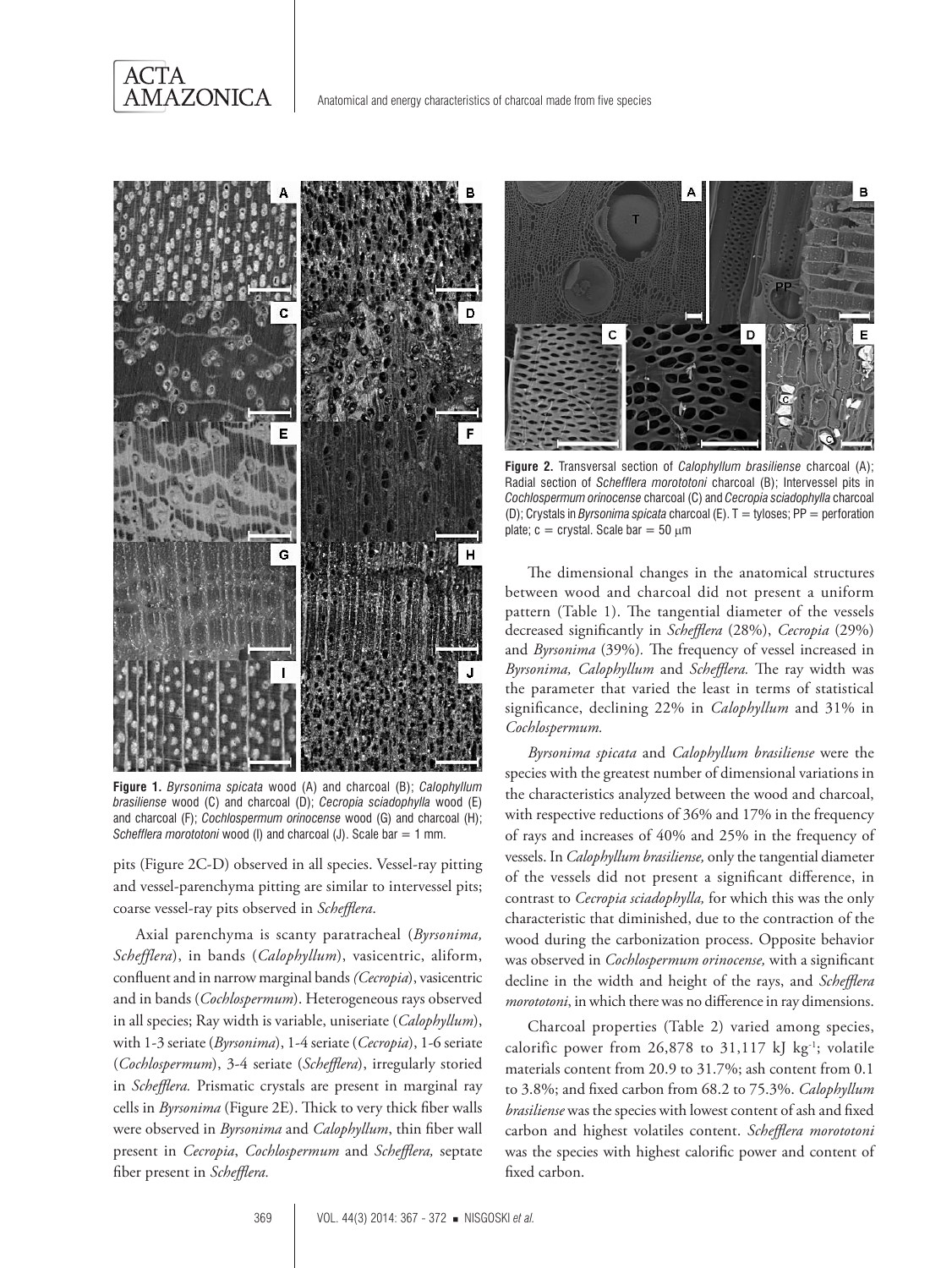**Figure 1.** *Byrsonima spicata* wood (A) and charcoal (B); *Calophyllum brasiliense* wood (C) and charcoal (D); *Cecropia sciadophylla* wood (E) and charcoal (F); *Cochlospermum orinocense* wood (G) and charcoal (H); *Schefflera morototoni* wood (I) and charcoal (J). Scale bar = 1 mm.

pits (Figure 2C-D) observed in all species. Vessel-ray pitting and vessel-parenchyma pitting are similar to intervessel pits; coarse vessel-ray pits observed in *Schefflera*.

Axial parenchyma is scanty paratracheal (*Byrsonima, Schefflera*), in bands (*Calophyllum*), vasicentric, aliform, confluent and in narrow marginal bands *(Cecropia*), vasicentric and in bands (*Cochlospermum*). Heterogeneous rays observed in all species; Ray width is variable, uniseriate (*Calophyllum*), with 1-3 seriate (*Byrsonima*), 1-4 seriate (*Cecropia*), 1-6 seriate (*Cochlospermum*), 3-4 seriate (*Schefflera*), irregularly storied in *Schefflera.* Prismatic crystals are present in marginal ray cells in *Byrsonima* (Figure 2E). Thick to very thick fiber walls were observed in *Byrsonima* and *Calophyllum*, thin fiber wall present in *Cecropia*, *Cochlospermum* and *Schefflera,* septate fiber present in *Schefflera.*

**Figure 2.** Transversal section of *Calophyllum brasiliense* charcoal (A); Radial section of *Schefflera morototoni* charcoal (B); Intervessel pits in *Cochlospermum orinocense* charcoal (C) and *Cecropia sciadophylla* charcoal (D); Crystals in *Byrsonima spicata* charcoal (E). T = tyloses; PP = perforation plate; c = crystal. Scale bar = 50 μm

The dimensional changes in the anatomical structures between wood and charcoal did not present a uniform pattern (Table 1). The tangential diameter of the vessels decreased significantly in *Schefflera* (28%), *Cecropia* (29%) and *Byrsonima* (39%). The frequency of vessel increased in *Byrsonima, Calophyllum* and *Schefflera.* The ray width was the parameter that varied the least in terms of statistical significance, declining 22% in *Calophyllum* and 31% in *Cochlospermum.*

*Byrsonima spicata* and *Calophyllum brasiliense* were the species with the greatest number of dimensional variations in the characteristics analyzed between the wood and charcoal, with respective reductions of 36% and 17% in the frequency of rays and increases of 40% and 25% in the frequency of vessels. In *Calophyllum brasiliense,* only the tangential diameter of the vessels did not present a significant difference, in contrast to *Cecropia sciadophylla,* for which this was the only characteristic that diminished, due to the contraction of the wood during the carbonization process. Opposite behavior was observed in *Cochlospermum orinocense,* with a significant decline in the width and height of the rays, and *Schefflera morototoni*, in which there was no difference in ray dimensions.

Charcoal properties (Table 2) varied among species, calorific power from 26,878 to 31,117 kJ kg$^{-1}$; volatile materials content from 20.9 to 31.7%; ash content from 0.1 to 3.8%; and fixed carbon from 68.2 to 75.3%. *Calophyllum brasiliense* was the species with lowest content of ash and fixed carbon and highest volatiles content. *Schefflera morototoni* was the species with highest calorific power and content of fixed carbon.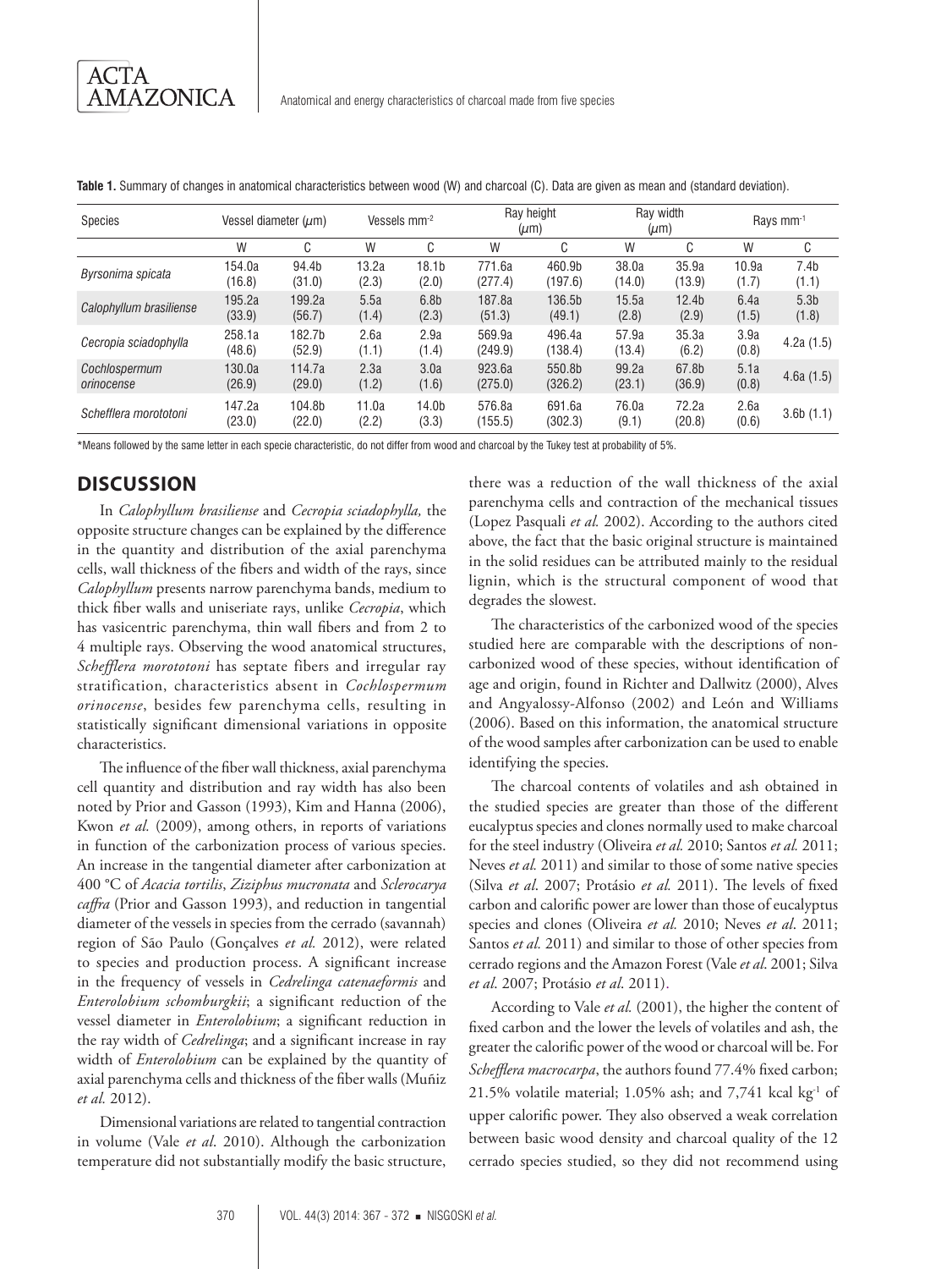**Table 1.** Summary of changes in anatomical characteristics between wood (W) and charcoal (C). Data are given as mean and (standard deviation).

| Species | Vessel diameter ($\mu$m) | | Vessels mm$^{-2}$ | | Ray height ($\mu$m) | | Ray width ($\mu$m) | | Rays mm$^{-1}$ | |
|---|---|---|---|---|---|---|---|---|---|---|
| | W | C | W | C | W | C | W | C | W | C |
| *Byrsonima spicata* | 154.0a (16.8) | 94.4b (31.0) | 13.2a (2.3) | 18.1b (2.0) | 771.6a (277.4) | 460.9b (197.6) | 38.0a (14.0) | 35.9a (13.9) | 10.9a (1.7) | 7.4b (1.1) |
| *Calophyllum brasiliense* | 195.2a (33.9) | 199.2a (56.7) | 5.5a (1.4) | 6.8b (2.3) | 187.8a (51.3) | 136.5b (49.1) | 15.5a (2.8) | 12.4b (2.9) | 6.4a (1.5) | 5.3b (1.8) |
| *Cecropia sciadophylla* | 258.1a (48.6) | 182.7b (52.9) | 2.6a (1.1) | 2.9a (1.4) | 569.9a (249.9) | 496.4a (138.4) | 57.9a (13.4) | 35.3a (6.2) | 3.9a (0.8) | 4.2a (1.5) |
| *Cochlospermum orinocense* | 130.0a (26.9) | 114.7a (29.0) | 2.3a (1.2) | 3.0a (1.6) | 923.6a (275.0) | 550.8b (326.2) | 99.2a (23.1) | 67.8b (36.9) | 5.1a (0.8) | 4.6a (1.5) |
| *Schefflera morototoni* | 147.2a (23.0) | 104.8b (22.0) | 11.0a (2.2) | 14.0b (3.3) | 576.8a (155.5) | 691.6a (302.3) | 76.0a (9.1) | 72.2a (20.8) | 2.6a (0.6) | 3.6b (1.1) |

*Means followed by the same letter in each specie characteristic, do not differ from wood and charcoal by the Tukey test at probability of 5%.

## DISCUSSION

In *Calophyllum brasiliense* and *Cecropia sciadophylla,* the opposite structure changes can be explained by the difference in the quantity and distribution of the axial parenchyma cells, wall thickness of the fibers and width of the rays, since *Calophyllum* presents narrow parenchyma bands, medium to thick fiber walls and uniseriate rays, unlike *Cecropia*, which has vasicentric parenchyma, thin wall fibers and from 2 to 4 multiple rays. Observing the wood anatomical structures, *Schefflera morototoni* has septate fibers and irregular ray stratification, characteristics absent in *Cochlospermum orinocense*, besides few parenchyma cells, resulting in statistically significant dimensional variations in opposite characteristics.

The influence of the fiber wall thickness, axial parenchyma cell quantity and distribution and ray width has also been noted by Prior and Gasson (1993), Kim and Hanna (2006), Kwon *et al.* (2009), among others, in reports of variations in function of the carbonization process of various species. An increase in the tangential diameter after carbonization at 400 °C of *Acacia tortilis*, *Ziziphus mucronata* and *Sclerocarya caffra* (Prior and Gasson 1993), and reduction in tangential diameter of the vessels in species from the cerrado (savannah) region of São Paulo (Gonçalves *et al.* 2012), were related to species and production process. A significant increase in the frequency of vessels in *Cedrelinga catenaeformis* and *Enterolobium schomburgkii*; a significant reduction of the vessel diameter in *Enterolobium*; a significant reduction in the ray width of *Cedrelinga*; and a significant increase in ray width of *Enterolobium* can be explained by the quantity of axial parenchyma cells and thickness of the fiber walls (Muñiz *et al.* 2012).

Dimensional variations are related to tangential contraction in volume (Vale *et al*. 2010). Although the carbonization temperature did not substantially modify the basic structure, there was a reduction of the wall thickness of the axial parenchyma cells and contraction of the mechanical tissues (Lopez Pasquali *et al.* 2002). According to the authors cited above, the fact that the basic original structure is maintained in the solid residues can be attributed mainly to the residual lignin, which is the structural component of wood that degrades the slowest.

The characteristics of the carbonized wood of the species studied here are comparable with the descriptions of non-carbonized wood of these species, without identification of age and origin, found in Richter and Dallwitz (2000), Alves and Angyalossy-Alfonso (2002) and León and Williams (2006). Based on this information, the anatomical structure of the wood samples after carbonization can be used to enable identifying the species.

The charcoal contents of volatiles and ash obtained in the studied species are greater than those of the different eucalyptus species and clones normally used to make charcoal for the steel industry (Oliveira *et al.* 2010; Santos *et al.* 2011; Neves *et al.* 2011) and similar to those of some native species (Silva *et al*. 2007; Protásio *et al.* 2011). The levels of fixed carbon and calorific power are lower than those of eucalyptus species and clones (Oliveira *et al.* 2010; Neves *et al*. 2011; Santos *et al.* 2011) and similar to those of other species from cerrado regions and the Amazon Forest (Vale *et al*. 2001; Silva *et al*. 2007; Protásio *et al*. 2011).

According to Vale *et al.* (2001), the higher the content of fixed carbon and the lower the levels of volatiles and ash, the greater the calorific power of the wood or charcoal will be. For *Schefflera macrocarpa*, the authors found 77.4% fixed carbon; 21.5% volatile material; 1.05% ash; and 7,741 kcal kg$^{-1}$ of upper calorific power. They also observed a weak correlation between basic wood density and charcoal quality of the 12 cerrado species studied, so they did not recommend using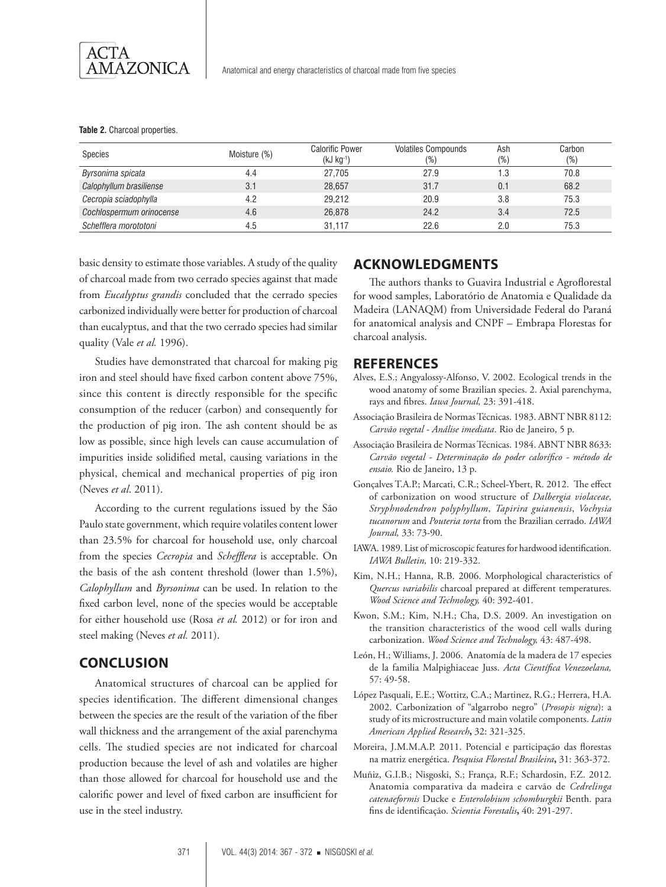**Table 2.** Charcoal properties.

| Species | Moisture (%) | Calorific Power (kJ kg$^{-1}$) | Volatiles Compounds (%) | Ash (%) | Carbon (%) |
|---|---|---|---|---|---|
| *Byrsonima spicata* | 4.4 | 27,705 | 27.9 | 1.3 | 70.8 |
| *Calophyllum brasiliense* | 3.1 | 28,657 | 31.7 | 0.1 | 68.2 |
| *Cecropia sciadophylla* | 4.2 | 29,212 | 20.9 | 3.8 | 75.3 |
| *Cochlospermum orinocense* | 4.6 | 26,878 | 24.2 | 3.4 | 72.5 |
| *Schefflera morototoni* | 4.5 | 31,117 | 22.6 | 2.0 | 75.3 |

basic density to estimate those variables. A study of the quality of charcoal made from two cerrado species against that made from *Eucalyptus grandis* concluded that the cerrado species carbonized individually were better for production of charcoal than eucalyptus, and that the two cerrado species had similar quality (Vale *et al.* 1996).

Studies have demonstrated that charcoal for making pig iron and steel should have fixed carbon content above 75%, since this content is directly responsible for the specific consumption of the reducer (carbon) and consequently for the production of pig iron. The ash content should be as low as possible, since high levels can cause accumulation of impurities inside solidified metal, causing variations in the physical, chemical and mechanical properties of pig iron (Neves *et al*. 2011).

According to the current regulations issued by the São Paulo state government, which require volatiles content lower than 23.5% for charcoal for household use, only charcoal from the species *Cecropia* and *Schefflera* is acceptable. On the basis of the ash content threshold (lower than 1.5%), *Calophyllum* and *Byrsonima* can be used. In relation to the fixed carbon level, none of the species would be acceptable for either household use (Rosa *et al.* 2012) or for iron and steel making (Neves *et al.* 2011).

## CONCLUSION

Anatomical structures of charcoal can be applied for species identification. The different dimensional changes between the species are the result of the variation of the fiber wall thickness and the arrangement of the axial parenchyma cells. The studied species are not indicated for charcoal production because the level of ash and volatiles are higher than those allowed for charcoal for household use and the calorific power and level of fixed carbon are insufficient for use in the steel industry.

## ACKNOWLEDGMENTS

The authors thanks to Guavira Industrial e Agroflorestal for wood samples, Laboratório de Anatomia e Qualidade da Madeira (LANAQM) from Universidade Federal do Paraná for anatomical analysis and CNPF – Embrapa Florestas for charcoal analysis.

## REFERENCES

Alves, E.S.; Angyalossy-Alfonso, V. 2002. Ecological trends in the wood anatomy of some Brazilian species. 2. Axial parenchyma, rays and fibres. *Iawa Journal,* 23: 391-418.

Associação Brasileira de Normas Técnicas. 1983. ABNT NBR 8112: *Carvão vegetal - Análise imediata*. Rio de Janeiro, 5 p.

Associação Brasileira de Normas Técnicas. 1984. ABNT NBR 8633: *Carvão vegetal - Determinação do poder calorífico - método de ensaio.* Rio de Janeiro, 13 p.

Gonçalves T.A.P.; Marcati, C.R.; Scheel-Ybert, R. 2012. The effect of carbonization on wood structure of *Dalbergia violaceae, Stryphnodendron polyphyllum*, *Tapirira guianensis*, *Vochysia tucanorum* and *Pouteria torta* from the Brazilian cerrado. *IAWA Journal,* 33: 73-90.

IAWA. 1989. List of microscopic features for hardwood identification. *IAWA Bulletin,* 10: 219-332.

Kim, N.H.; Hanna, R.B. 2006. Morphological characteristics of *Quercus variabilis* charcoal prepared at different temperatures. *Wood Science and Technology,* 40: 392-401.

Kwon, S.M.; Kim, N.H.; Cha, D.S. 2009. An investigation on the transition characteristics of the wood cell walls during carbonization. *Wood Science and Technology,* 43: 487-498.

León, H.; Williams, J. 2006. Anatomía de la madera de 17 especies de la familia Malpighiaceae Juss. *Acta Científica Venezoelana,* 57: 49-58.

López Pasquali, E.E.; Wottitz, C.A.; Martinez, R.G.; Herrera, H.A. 2002. Carbonization of "algarrobo negro" (*Prosopis nigra*): a study of its microstructure and main volatile components. *Latin American Applied Research***,** 32: 321-325.

Moreira, J.M.M.A.P. 2011. Potencial e participação das florestas na matriz energética. *Pesquisa Florestal Brasileira***,** 31: 363-372.

Muñiz, G.I.B.; Nisgoski, S.; França, R.F.; Schardosin, F.Z. 2012. Anatomia comparativa da madeira e carvão de *Cedrelinga catenaeformis* Ducke e *Enterolobium schomburgkii* Benth. para fins de identificação. *Scientia Forestalis***,** 40: 291-297.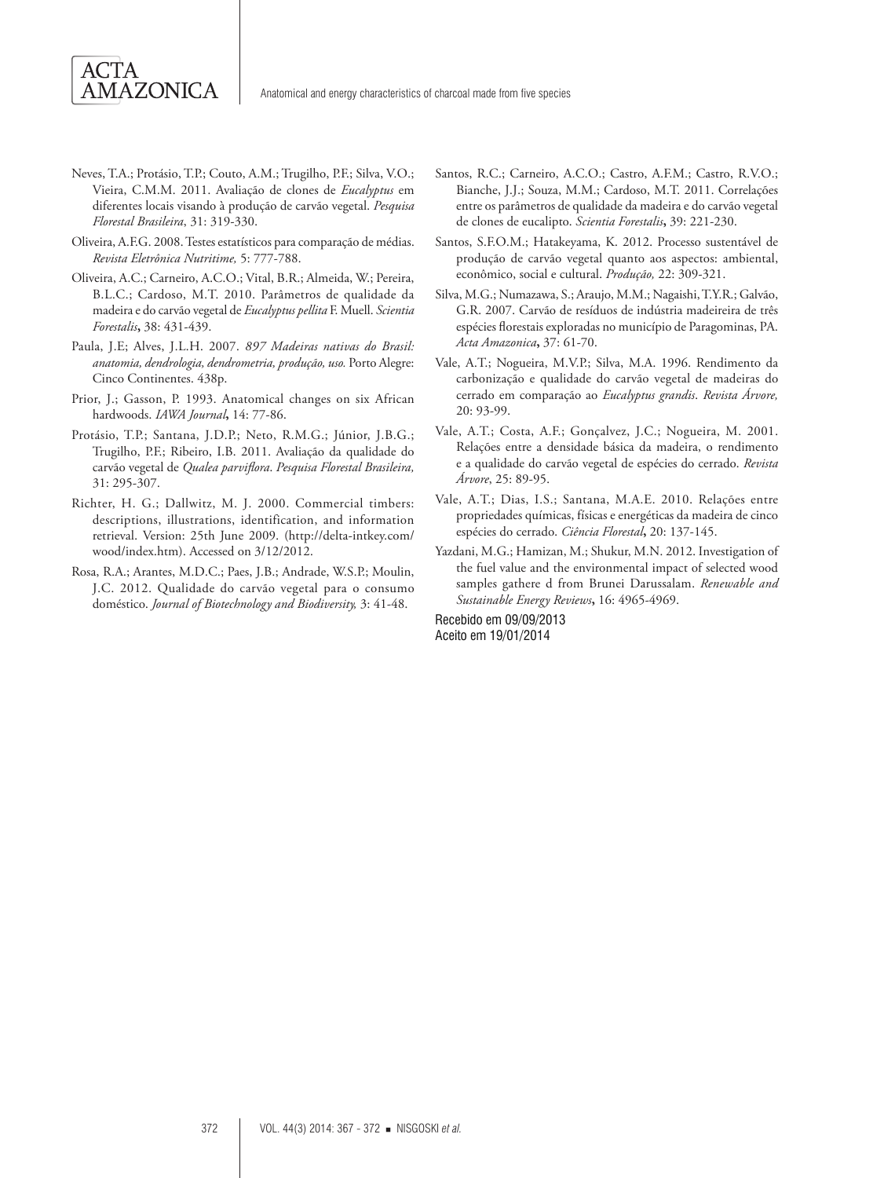Neves, T.A.; Protásio, T.P.; Couto, A.M.; Trugilho, P.F.; Silva, V.O.; Vieira, C.M.M. 2011. Avaliação de clones de *Eucalyptus* em diferentes locais visando à produção de carvão vegetal. *Pesquisa Florestal Brasileira*, 31: 319-330.

Oliveira, A.F.G. 2008. Testes estatísticos para comparação de médias. *Revista Eletrônica Nutritime,* 5: 777-788.

Oliveira, A.C.; Carneiro, A.C.O.; Vital, B.R.; Almeida, W.; Pereira, B.L.C.; Cardoso, M.T. 2010. Parâmetros de qualidade da madeira e do carvão vegetal de *Eucalyptus pellita* F. Muell. *Scientia Forestalis***,** 38: 431-439.

Paula, J.E; Alves, J.L.H. 2007. *897 Madeiras nativas do Brasil: anatomia, dendrologia, dendrometria, produção, uso.* Porto Alegre: Cinco Continentes. 438p.

Prior, J.; Gasson, P. 1993. Anatomical changes on six African hardwoods. *IAWA Journal***,** 14: 77-86.

Protásio, T.P.; Santana, J.D.P.; Neto, R.M.G.; Júnior, J.B.G.; Trugilho, P.F.; Ribeiro, I.B. 2011. Avaliação da qualidade do carvão vegetal de *Qualea parviflora*. *Pesquisa Florestal Brasileira,* 31: 295-307.

Richter, H. G.; Dallwitz, M. J. 2000. Commercial timbers: descriptions, illustrations, identification, and information retrieval. Version: 25th June 2009. (http://delta-intkey.com/wood/index.htm). Accessed on 3/12/2012.

Rosa, R.A.; Arantes, M.D.C.; Paes, J.B.; Andrade, W.S.P.; Moulin, J.C. 2012. Qualidade do carvão vegetal para o consumo doméstico. *Journal of Biotechnology and Biodiversity,* 3: 41-48.

Santos, R.C.; Carneiro, A.C.O.; Castro, A.F.M.; Castro, R.V.O.; Bianche, J.J.; Souza, M.M.; Cardoso, M.T. 2011. Correlações entre os parâmetros de qualidade da madeira e do carvão vegetal de clones de eucalipto. *Scientia Forestalis***,** 39: 221-230.

Santos, S.F.O.M.; Hatakeyama, K. 2012. Processo sustentável de produção de carvão vegetal quanto aos aspectos: ambiental, econômico, social e cultural. *Produção,* 22: 309-321.

Silva, M.G.; Numazawa, S.; Araujo, M.M.; Nagaishi, T.Y.R.; Galvão, G.R. 2007. Carvão de resíduos de indústria madeireira de três espécies florestais exploradas no município de Paragominas, PA. *Acta Amazonica***,** 37: 61-70.

Vale, A.T.; Nogueira, M.V.P.; Silva, M.A. 1996. Rendimento da carbonização e qualidade do carvão vegetal de madeiras do cerrado em comparação ao *Eucalyptus grandis*. *Revista Árvore,* 20: 93-99.

Vale, A.T.; Costa, A.F.; Gonçalvez, J.C.; Nogueira, M. 2001. Relações entre a densidade básica da madeira, o rendimento e a qualidade do carvão vegetal de espécies do cerrado. *Revista Árvore*, 25: 89-95.

Vale, A.T.; Dias, I.S.; Santana, M.A.E. 2010. Relações entre propriedades químicas, físicas e energéticas da madeira de cinco espécies do cerrado. *Ciência Florestal***,** 20: 137-145.

Yazdani, M.G.; Hamizan, M.; Shukur, M.N. 2012. Investigation of the fuel value and the environmental impact of selected wood samples gathere d from Brunei Darussalam. *Renewable and Sustainable Energy Reviews***,** 16: 4965-4969.

Recebido em 09/09/2013
Aceito em 19/01/2014